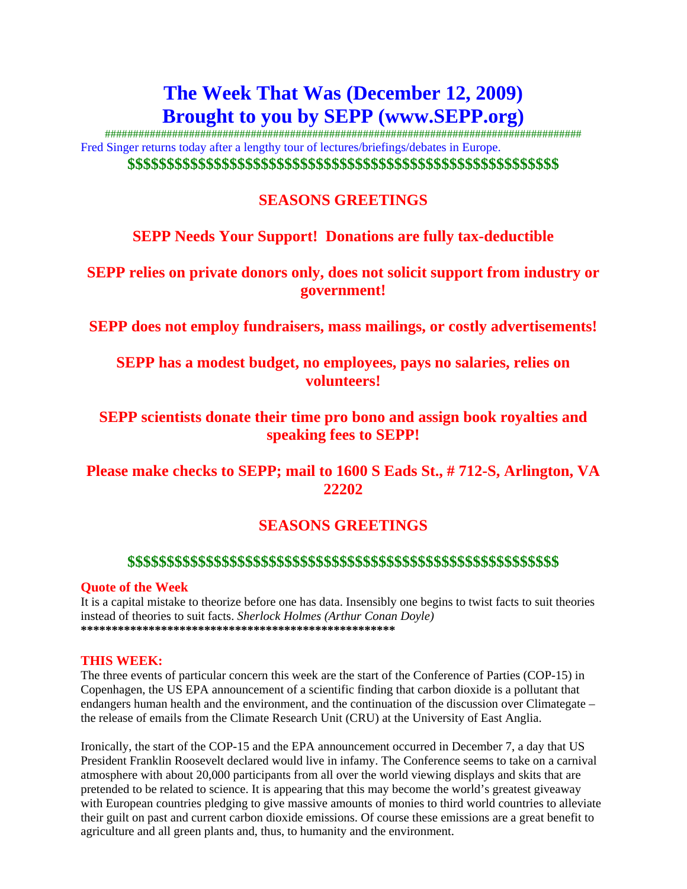# The Week That Was (December 12, 2009)
# Brought to you by SEPP (www.SEPP.org)

###############################################################################

Fred Singer returns today after a lengthy tour of lectures/briefings/debates in Europe.

**$$$$$$$$$$$$$$$$$$$$$$$$$$$$$$$$$$$$$$$$$$$$$$$$$$$$$$$$$$$$**

## SEASONS GREETINGS

## SEPP Needs Your Support! Donations are fully tax-deductible

## SEPP relies on private donors only, does not solicit support from industry or government!

## SEPP does not employ fundraisers, mass mailings, or costly advertisements!

## SEPP has a modest budget, no employees, pays no salaries, relies on volunteers!

## SEPP scientists donate their time pro bono and assign book royalties and speaking fees to SEPP!

## Please make checks to SEPP; mail to 1600 S Eads St., # 712-S, Arlington, VA 22202

## SEASONS GREETINGS

**$$$$$$$$$$$$$$$$$$$$$$$$$$$$$$$$$$$$$$$$$$$$$$$$$$$$$$$$$$$$**

**Quote of the Week**

It is a capital mistake to theorize before one has data. Insensibly one begins to twist facts to suit theories instead of theories to suit facts. *Sherlock Holmes (Arthur Conan Doyle)*

**\*\*\*\*\*\*\*\*\*\*\*\*\*\*\*\*\*\*\*\*\*\*\*\*\*\*\*\*\*\*\*\*\*\*\*\*\*\*\*\*\*\*\*\*\*\*\*\*\*\*\*\*\***

**THIS WEEK:**

The three events of particular concern this week are the start of the Conference of Parties (COP-15) in Copenhagen, the US EPA announcement of a scientific finding that carbon dioxide is a pollutant that endangers human health and the environment, and the continuation of the discussion over Climategate – the release of emails from the Climate Research Unit (CRU) at the University of East Anglia.

Ironically, the start of the COP-15 and the EPA announcement occurred in December 7, a day that US President Franklin Roosevelt declared would live in infamy. The Conference seems to take on a carnival atmosphere with about 20,000 participants from all over the world viewing displays and skits that are pretended to be related to science. It is appearing that this may become the world's greatest giveaway with European countries pledging to give massive amounts of monies to third world countries to alleviate their guilt on past and current carbon dioxide emissions. Of course these emissions are a great benefit to agriculture and all green plants and, thus, to humanity and the environment.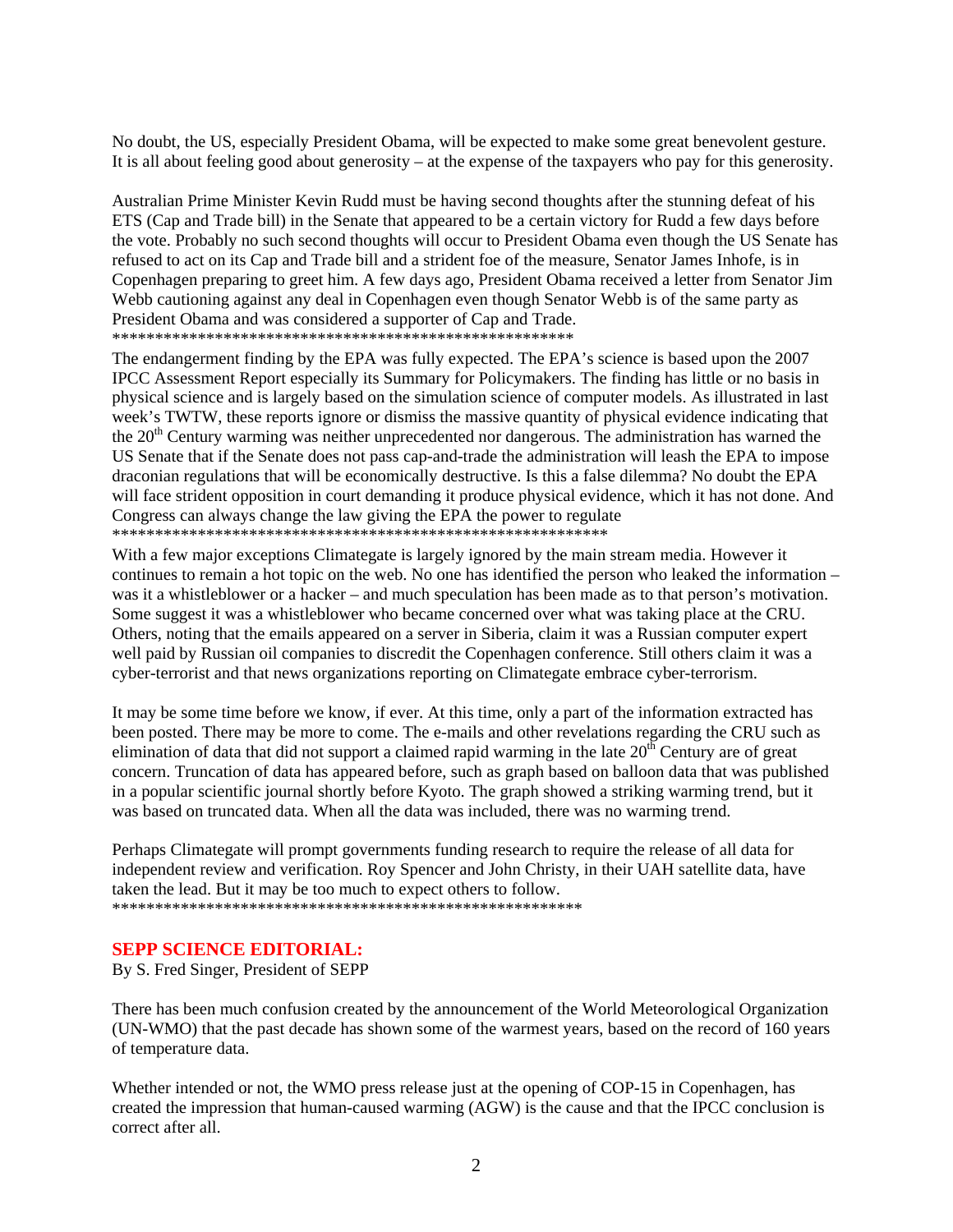No doubt, the US, especially President Obama, will be expected to make some great benevolent gesture. It is all about feeling good about generosity – at the expense of the taxpayers who pay for this generosity.

Australian Prime Minister Kevin Rudd must be having second thoughts after the stunning defeat of his ETS (Cap and Trade bill) in the Senate that appeared to be a certain victory for Rudd a few days before the vote. Probably no such second thoughts will occur to President Obama even though the US Senate has refused to act on its Cap and Trade bill and a strident foe of the measure, Senator James Inhofe, is in Copenhagen preparing to greet him. A few days ago, President Obama received a letter from Senator Jim Webb cautioning against any deal in Copenhagen even though Senator Webb is of the same party as President Obama and was considered a supporter of Cap and Trade.

*******************************************************

The endangerment finding by the EPA was fully expected. The EPA's science is based upon the 2007 IPCC Assessment Report especially its Summary for Policymakers. The finding has little or no basis in physical science and is largely based on the simulation science of computer models. As illustrated in last week's TWTW, these reports ignore or dismiss the massive quantity of physical evidence indicating that the 20th Century warming was neither unprecedented nor dangerous. The administration has warned the US Senate that if the Senate does not pass cap-and-trade the administration will leash the EPA to impose draconian regulations that will be economically destructive. Is this a false dilemma? No doubt the EPA will face strident opposition in court demanding it produce physical evidence, which it has not done. And Congress can always change the law giving the EPA the power to regulate

***************************************************************

With a few major exceptions Climategate is largely ignored by the main stream media. However it continues to remain a hot topic on the web. No one has identified the person who leaked the information – was it a whistleblower or a hacker – and much speculation has been made as to that person's motivation. Some suggest it was a whistleblower who became concerned over what was taking place at the CRU. Others, noting that the emails appeared on a server in Siberia, claim it was a Russian computer expert well paid by Russian oil companies to discredit the Copenhagen conference. Still others claim it was a cyber-terrorist and that news organizations reporting on Climategate embrace cyber-terrorism.

It may be some time before we know, if ever. At this time, only a part of the information extracted has been posted. There may be more to come. The e-mails and other revelations regarding the CRU such as elimination of data that did not support a claimed rapid warming in the late 20th Century are of great concern. Truncation of data has appeared before, such as graph based on balloon data that was published in a popular scientific journal shortly before Kyoto. The graph showed a striking warming trend, but it was based on truncated data. When all the data was included, there was no warming trend.

Perhaps Climategate will prompt governments funding research to require the release of all data for independent review and verification. Roy Spencer and John Christy, in their UAH satellite data, have taken the lead. But it may be too much to expect others to follow.

********************************************************

## SEPP SCIENCE EDITORIAL:

By S. Fred Singer, President of SEPP

There has been much confusion created by the announcement of the World Meteorological Organization (UN-WMO) that the past decade has shown some of the warmest years, based on the record of 160 years of temperature data.

Whether intended or not, the WMO press release just at the opening of COP-15 in Copenhagen, has created the impression that human-caused warming (AGW) is the cause and that the IPCC conclusion is correct after all.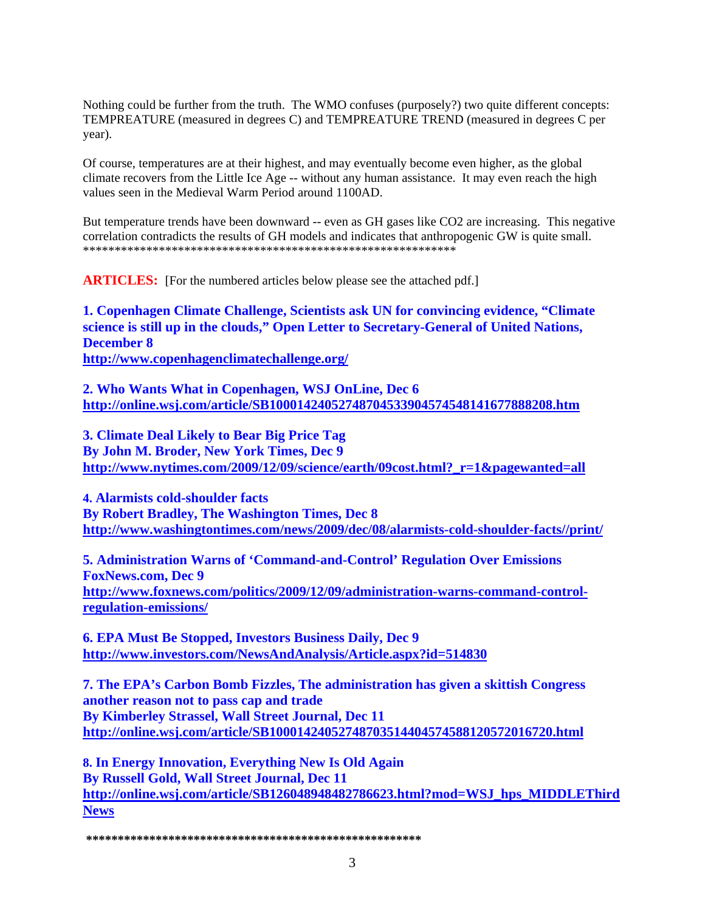Nothing could be further from the truth. The WMO confuses (purposely?) two quite different concepts: TEMPREATURE (measured in degrees C) and TEMPREATURE TREND (measured in degrees C per year).

Of course, temperatures are at their highest, and may eventually become even higher, as the global climate recovers from the Little Ice Age -- without any human assistance. It may even reach the high values seen in the Medieval Warm Period around 1100AD.

But temperature trends have been downward -- even as GH gases like $CO_2$ are increasing. This negative correlation contradicts the results of GH models and indicates that anthropogenic GW is quite small.
************************************************************

**ARTICLES:** [For the numbered articles below please see the attached pdf.]

**1. Copenhagen Climate Challenge, Scientists ask UN for convincing evidence, "Climate science is still up in the clouds," Open Letter to Secretary-General of United Nations, December 8**
**http://www.copenhagenclimatechallenge.org/**

**2. Who Wants What in Copenhagen, WSJ OnLine, Dec 6**
**http://online.wsj.com/article/SB10001424052748704533904574548141677888208.htm**

**3. Climate Deal Likely to Bear Big Price Tag**
**By John M. Broder, New York Times, Dec 9**
**http://www.nytimes.com/2009/12/09/science/earth/09cost.html?_r=1&pagewanted=all**

**4. Alarmists cold-shoulder facts**
**By Robert Bradley, The Washington Times, Dec 8**
**http://www.washingtontimes.com/news/2009/dec/08/alarmists-cold-shoulder-facts//print/**

**5. Administration Warns of 'Command-and-Control' Regulation Over Emissions**
**FoxNews.com, Dec 9**
**http://www.foxnews.com/politics/2009/12/09/administration-warns-command-control-regulation-emissions/**

**6. EPA Must Be Stopped, Investors Business Daily, Dec 9**
**http://www.investors.com/NewsAndAnalysis/Article.aspx?id=514830**

**7. The EPA's Carbon Bomb Fizzles, The administration has given a skittish Congress another reason not to pass cap and trade**
**By Kimberley Strassel, Wall Street Journal, Dec 11**
**http://online.wsj.com/article/SB10001424052748703514404574588120572016720.html**

**8. In Energy Innovation, Everything New Is Old Again**
**By Russell Gold, Wall Street Journal, Dec 11**
**http://online.wsj.com/article/SB126048948482786623.html?mod=WSJ_hps_MIDDLEThirdNews**

**************************************************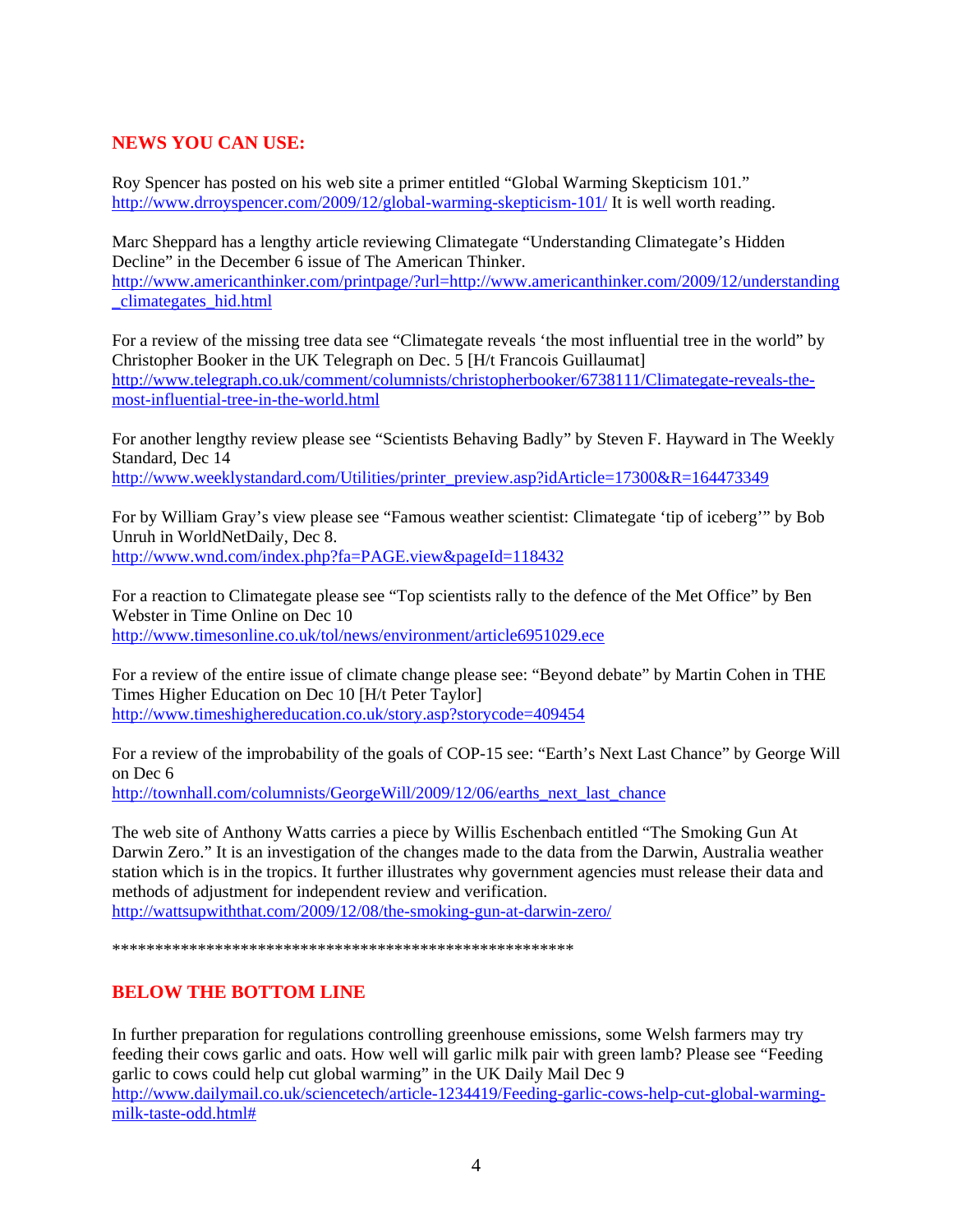## NEWS YOU CAN USE:

Roy Spencer has posted on his web site a primer entitled "Global Warming Skepticism 101." http://www.drroyspencer.com/2009/12/global-warming-skepticism-101/ It is well worth reading.

Marc Sheppard has a lengthy article reviewing Climategate "Understanding Climategate's Hidden Decline" in the December 6 issue of The American Thinker.
http://www.americanthinker.com/printpage/?url=http://www.americanthinker.com/2009/12/understanding_climategates_hid.html

For a review of the missing tree data see "Climategate reveals 'the most influential tree in the world" by Christopher Booker in the UK Telegraph on Dec. 5 [H/t Francois Guillaumat]
http://www.telegraph.co.uk/comment/columnists/christopherbooker/6738111/Climategate-reveals-the-most-influential-tree-in-the-world.html

For another lengthy review please see "Scientists Behaving Badly" by Steven F. Hayward in The Weekly Standard, Dec 14
http://www.weeklystandard.com/Utilities/printer_preview.asp?idArticle=17300&R=164473349

For by William Gray's view please see "Famous weather scientist: Climategate 'tip of iceberg'" by Bob Unruh in WorldNetDaily, Dec 8.
http://www.wnd.com/index.php?fa=PAGE.view&pageId=118432

For a reaction to Climategate please see "Top scientists rally to the defence of the Met Office" by Ben Webster in Time Online on Dec 10
http://www.timesonline.co.uk/tol/news/environment/article6951029.ece

For a review of the entire issue of climate change please see: "Beyond debate" by Martin Cohen in THE Times Higher Education on Dec 10 [H/t Peter Taylor]
http://www.timeshighereducation.co.uk/story.asp?storycode=409454

For a review of the improbability of the goals of COP-15 see: "Earth's Next Last Chance" by George Will on Dec 6
http://townhall.com/columnists/GeorgeWill/2009/12/06/earths_next_last_chance

The web site of Anthony Watts carries a piece by Willis Eschenbach entitled "The Smoking Gun At Darwin Zero." It is an investigation of the changes made to the data from the Darwin, Australia weather station which is in the tropics. It further illustrates why government agencies must release their data and methods of adjustment for independent review and verification.
http://wattsupwiththat.com/2009/12/08/the-smoking-gun-at-darwin-zero/

*******************************************************

## BELOW THE BOTTOM LINE

In further preparation for regulations controlling greenhouse emissions, some Welsh farmers may try feeding their cows garlic and oats. How well will garlic milk pair with green lamb? Please see "Feeding garlic to cows could help cut global warming" in the UK Daily Mail Dec 9
http://www.dailymail.co.uk/sciencetech/article-1234419/Feeding-garlic-cows-help-cut-global-warming-milk-taste-odd.html#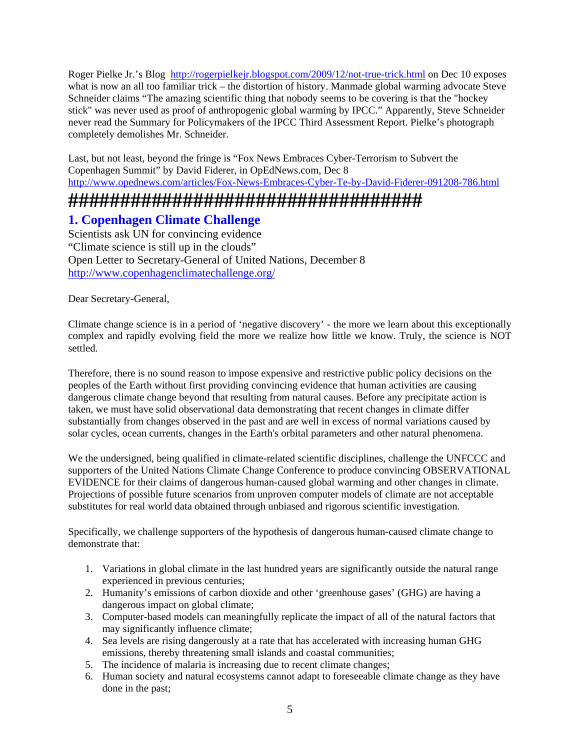Roger Pielke Jr.'s Blog http://rogerpielkejr.blogspot.com/2009/12/not-true-trick.html on Dec 10 exposes what is now an all too familiar trick – the distortion of history. Manmade global warming advocate Steve Schneider claims "The amazing scientific thing that nobody seems to be covering is that the "hockey stick" was never used as proof of anthropogenic global warming by IPCC." Apparently, Steve Schneider never read the Summary for Policymakers of the IPCC Third Assessment Report. Pielke's photograph completely demolishes Mr. Schneider.

Last, but not least, beyond the fringe is "Fox News Embraces Cyber-Terrorism to Subvert the Copenhagen Summit" by David Fiderer, in OpEdNews.com, Dec 8 http://www.opednews.com/articles/Fox-News-Embraces-Cyber-Te-by-David-Fiderer-091208-786.html

####################################

## 1. Copenhagen Climate Challenge

Scientists ask UN for convincing evidence
"Climate science is still up in the clouds"
Open Letter to Secretary-General of United Nations, December 8
http://www.copenhagenclimatechallenge.org/

Dear Secretary-General,

Climate change science is in a period of 'negative discovery' - the more we learn about this exceptionally complex and rapidly evolving field the more we realize how little we know. Truly, the science is NOT settled.

Therefore, there is no sound reason to impose expensive and restrictive public policy decisions on the peoples of the Earth without first providing convincing evidence that human activities are causing dangerous climate change beyond that resulting from natural causes. Before any precipitate action is taken, we must have solid observational data demonstrating that recent changes in climate differ substantially from changes observed in the past and are well in excess of normal variations caused by solar cycles, ocean currents, changes in the Earth's orbital parameters and other natural phenomena.

We the undersigned, being qualified in climate-related scientific disciplines, challenge the UNFCCC and supporters of the United Nations Climate Change Conference to produce convincing OBSERVATIONAL EVIDENCE for their claims of dangerous human-caused global warming and other changes in climate. Projections of possible future scenarios from unproven computer models of climate are not acceptable substitutes for real world data obtained through unbiased and rigorous scientific investigation.

Specifically, we challenge supporters of the hypothesis of dangerous human-caused climate change to demonstrate that:

1. Variations in global climate in the last hundred years are significantly outside the natural range experienced in previous centuries;
2. Humanity's emissions of carbon dioxide and other 'greenhouse gases' (GHG) are having a dangerous impact on global climate;
3. Computer-based models can meaningfully replicate the impact of all of the natural factors that may significantly influence climate;
4. Sea levels are rising dangerously at a rate that has accelerated with increasing human GHG emissions, thereby threatening small islands and coastal communities;
5. The incidence of malaria is increasing due to recent climate changes;
6. Human society and natural ecosystems cannot adapt to foreseeable climate change as they have done in the past;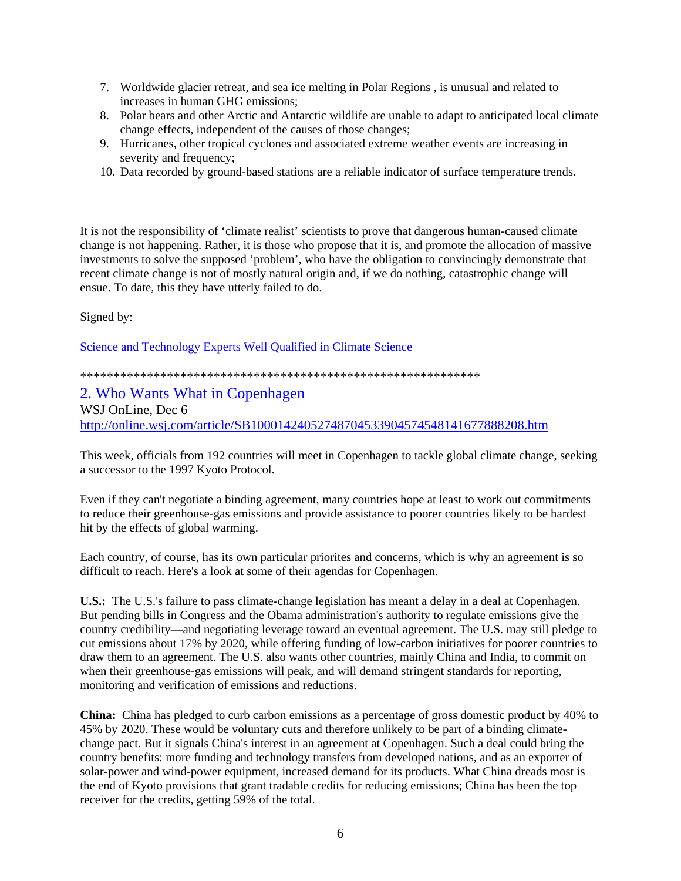7. Worldwide glacier retreat, and sea ice melting in Polar Regions , is unusual and related to increases in human GHG emissions;
8. Polar bears and other Arctic and Antarctic wildlife are unable to adapt to anticipated local climate change effects, independent of the causes of those changes;
9. Hurricanes, other tropical cyclones and associated extreme weather events are increasing in severity and frequency;
10. Data recorded by ground-based stations are a reliable indicator of surface temperature trends.

It is not the responsibility of 'climate realist' scientists to prove that dangerous human-caused climate change is not happening. Rather, it is those who propose that it is, and promote the allocation of massive investments to solve the supposed 'problem', who have the obligation to convincingly demonstrate that recent climate change is not of mostly natural origin and, if we do nothing, catastrophic change will ensue. To date, this they have utterly failed to do.

Signed by:

Science and Technology Experts Well Qualified in Climate Science

************************************************************

## 2. Who Wants What in Copenhagen

WSJ OnLine, Dec 6
http://online.wsj.com/article/SB10001424052748704533904574548141677888208.htm

This week, officials from 192 countries will meet in Copenhagen to tackle global climate change, seeking a successor to the 1997 Kyoto Protocol.

Even if they can't negotiate a binding agreement, many countries hope at least to work out commitments to reduce their greenhouse-gas emissions and provide assistance to poorer countries likely to be hardest hit by the effects of global warming.

Each country, of course, has its own particular priorites and concerns, which is why an agreement is so difficult to reach. Here's a look at some of their agendas for Copenhagen.

**U.S.:** The U.S.'s failure to pass climate-change legislation has meant a delay in a deal at Copenhagen. But pending bills in Congress and the Obama administration's authority to regulate emissions give the country credibility—and negotiating leverage toward an eventual agreement. The U.S. may still pledge to cut emissions about 17% by 2020, while offering funding of low-carbon initiatives for poorer countries to draw them to an agreement. The U.S. also wants other countries, mainly China and India, to commit on when their greenhouse-gas emissions will peak, and will demand stringent standards for reporting, monitoring and verification of emissions and reductions.

**China:** China has pledged to curb carbon emissions as a percentage of gross domestic product by 40% to 45% by 2020. These would be voluntary cuts and therefore unlikely to be part of a binding climate-change pact. But it signals China's interest in an agreement at Copenhagen. Such a deal could bring the country benefits: more funding and technology transfers from developed nations, and as an exporter of solar-power and wind-power equipment, increased demand for its products. What China dreads most is the end of Kyoto provisions that grant tradable credits for reducing emissions; China has been the top receiver for the credits, getting 59% of the total.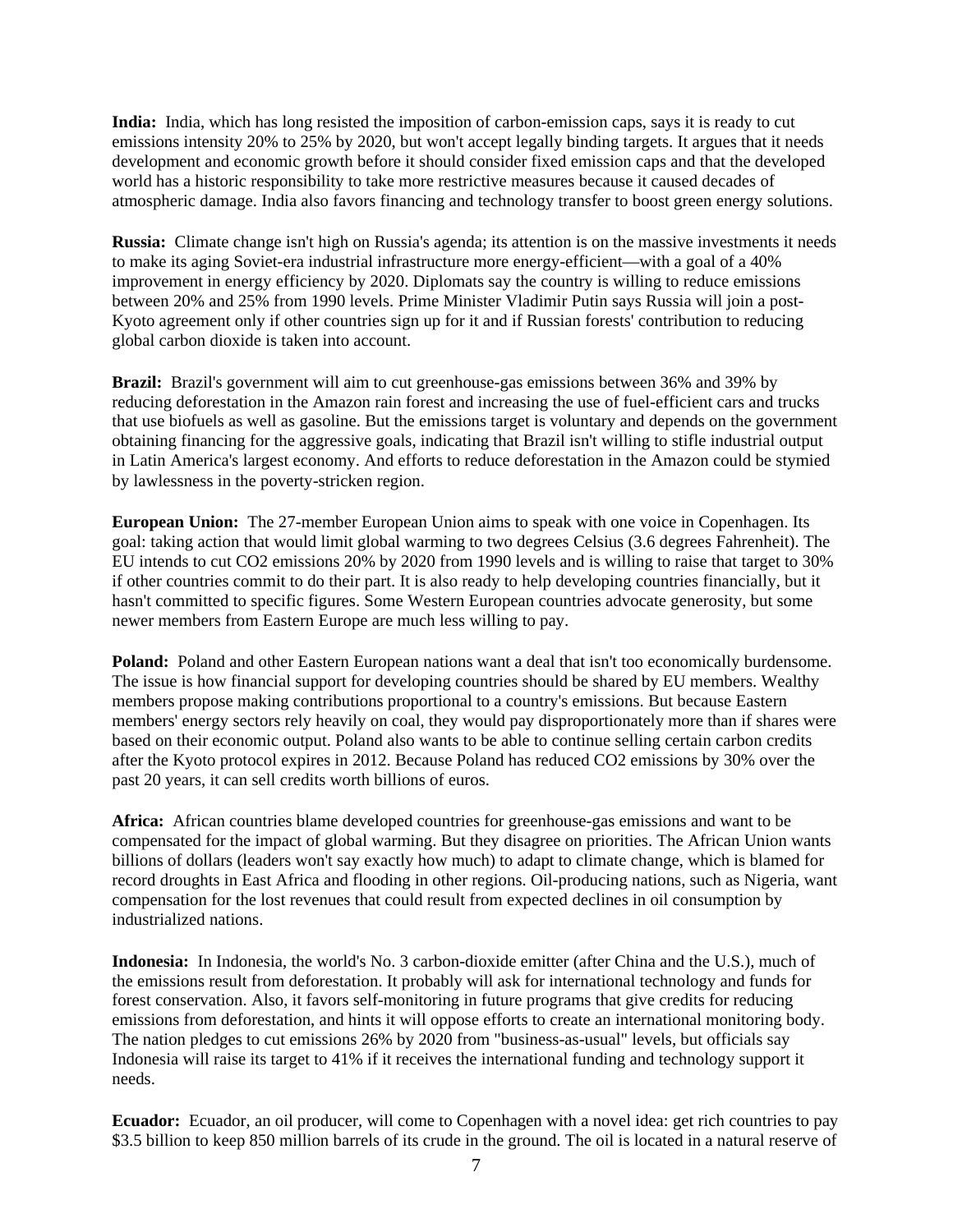**India:** India, which has long resisted the imposition of carbon-emission caps, says it is ready to cut emissions intensity 20% to 25% by 2020, but won't accept legally binding targets. It argues that it needs development and economic growth before it should consider fixed emission caps and that the developed world has a historic responsibility to take more restrictive measures because it caused decades of atmospheric damage. India also favors financing and technology transfer to boost green energy solutions.

**Russia:** Climate change isn't high on Russia's agenda; its attention is on the massive investments it needs to make its aging Soviet-era industrial infrastructure more energy-efficient—with a goal of a 40% improvement in energy efficiency by 2020. Diplomats say the country is willing to reduce emissions between 20% and 25% from 1990 levels. Prime Minister Vladimir Putin says Russia will join a post-Kyoto agreement only if other countries sign up for it and if Russian forests' contribution to reducing global carbon dioxide is taken into account.

**Brazil:** Brazil's government will aim to cut greenhouse-gas emissions between 36% and 39% by reducing deforestation in the Amazon rain forest and increasing the use of fuel-efficient cars and trucks that use biofuels as well as gasoline. But the emissions target is voluntary and depends on the government obtaining financing for the aggressive goals, indicating that Brazil isn't willing to stifle industrial output in Latin America's largest economy. And efforts to reduce deforestation in the Amazon could be stymied by lawlessness in the poverty-stricken region.

**European Union:** The 27-member European Union aims to speak with one voice in Copenhagen. Its goal: taking action that would limit global warming to two degrees Celsius (3.6 degrees Fahrenheit). The EU intends to cut $CO_2$ emissions 20% by 2020 from 1990 levels and is willing to raise that target to 30% if other countries commit to do their part. It is also ready to help developing countries financially, but it hasn't committed to specific figures. Some Western European countries advocate generosity, but some newer members from Eastern Europe are much less willing to pay.

**Poland:** Poland and other Eastern European nations want a deal that isn't too economically burdensome. The issue is how financial support for developing countries should be shared by EU members. Wealthy members propose making contributions proportional to a country's emissions. But because Eastern members' energy sectors rely heavily on coal, they would pay disproportionately more than if shares were based on their economic output. Poland also wants to be able to continue selling certain carbon credits after the Kyoto protocol expires in 2012. Because Poland has reduced $CO_2$ emissions by 30% over the past 20 years, it can sell credits worth billions of euros.

**Africa:** African countries blame developed countries for greenhouse-gas emissions and want to be compensated for the impact of global warming. But they disagree on priorities. The African Union wants billions of dollars (leaders won't say exactly how much) to adapt to climate change, which is blamed for record droughts in East Africa and flooding in other regions. Oil-producing nations, such as Nigeria, want compensation for the lost revenues that could result from expected declines in oil consumption by industrialized nations.

**Indonesia:** In Indonesia, the world's No. 3 carbon-dioxide emitter (after China and the U.S.), much of the emissions result from deforestation. It probably will ask for international technology and funds for forest conservation. Also, it favors self-monitoring in future programs that give credits for reducing emissions from deforestation, and hints it will oppose efforts to create an international monitoring body. The nation pledges to cut emissions 26% by 2020 from "business-as-usual" levels, but officials say Indonesia will raise its target to 41% if it receives the international funding and technology support it needs.

**Ecuador:** Ecuador, an oil producer, will come to Copenhagen with a novel idea: get rich countries to pay $3.5 billion to keep 850 million barrels of its crude in the ground. The oil is located in a natural reserve of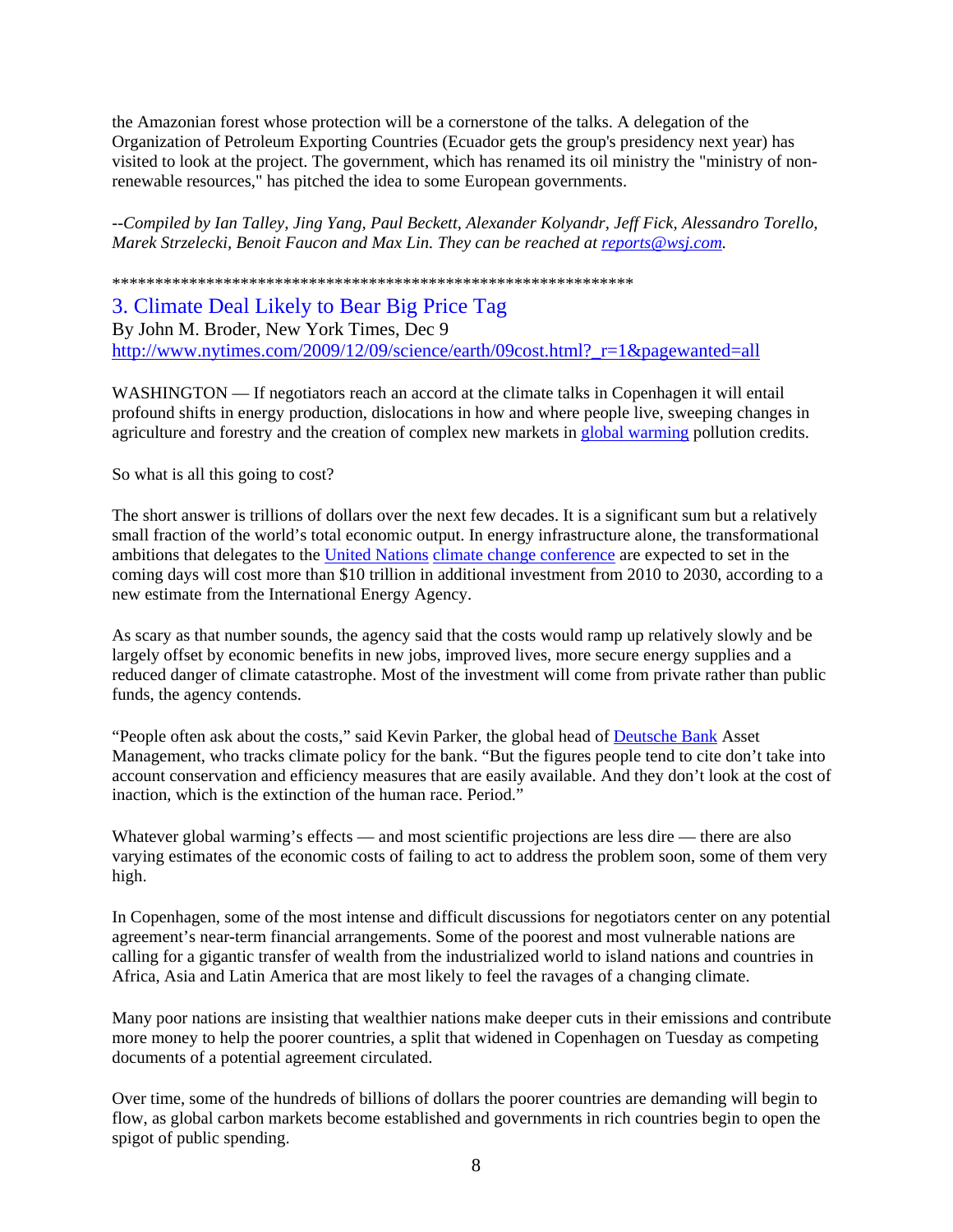the Amazonian forest whose protection will be a cornerstone of the talks. A delegation of the Organization of Petroleum Exporting Countries (Ecuador gets the group's presidency next year) has visited to look at the project. The government, which has renamed its oil ministry the "ministry of non-renewable resources," has pitched the idea to some European governments.

*--Compiled by Ian Talley, Jing Yang, Paul Beckett, Alexander Kolyandr, Jeff Fick, Alessandro Torello, Marek Strzelecki, Benoit Faucon and Max Lin. They can be reached at [reports@wsj.com](mailto:reports@wsj.com).*

*************************************************************

## 3. Climate Deal Likely to Bear Big Price Tag

By John M. Broder, New York Times, Dec 9
http://www.nytimes.com/2009/12/09/science/earth/09cost.html?_r=1&pagewanted=all

WASHINGTON — If negotiators reach an accord at the climate talks in Copenhagen it will entail profound shifts in energy production, dislocations in how and where people live, sweeping changes in agriculture and forestry and the creation of complex new markets in global warming pollution credits.

So what is all this going to cost?

The short answer is trillions of dollars over the next few decades. It is a significant sum but a relatively small fraction of the world's total economic output. In energy infrastructure alone, the transformational ambitions that delegates to the United Nations climate change conference are expected to set in the coming days will cost more than $10 trillion in additional investment from 2010 to 2030, according to a new estimate from the International Energy Agency.

As scary as that number sounds, the agency said that the costs would ramp up relatively slowly and be largely offset by economic benefits in new jobs, improved lives, more secure energy supplies and a reduced danger of climate catastrophe. Most of the investment will come from private rather than public funds, the agency contends.

"People often ask about the costs," said Kevin Parker, the global head of Deutsche Bank Asset Management, who tracks climate policy for the bank. "But the figures people tend to cite don't take into account conservation and efficiency measures that are easily available. And they don't look at the cost of inaction, which is the extinction of the human race. Period."

Whatever global warming's effects — and most scientific projections are less dire — there are also varying estimates of the economic costs of failing to act to address the problem soon, some of them very high.

In Copenhagen, some of the most intense and difficult discussions for negotiators center on any potential agreement's near-term financial arrangements. Some of the poorest and most vulnerable nations are calling for a gigantic transfer of wealth from the industrialized world to island nations and countries in Africa, Asia and Latin America that are most likely to feel the ravages of a changing climate.

Many poor nations are insisting that wealthier nations make deeper cuts in their emissions and contribute more money to help the poorer countries, a split that widened in Copenhagen on Tuesday as competing documents of a potential agreement circulated.

Over time, some of the hundreds of billions of dollars the poorer countries are demanding will begin to flow, as global carbon markets become established and governments in rich countries begin to open the spigot of public spending.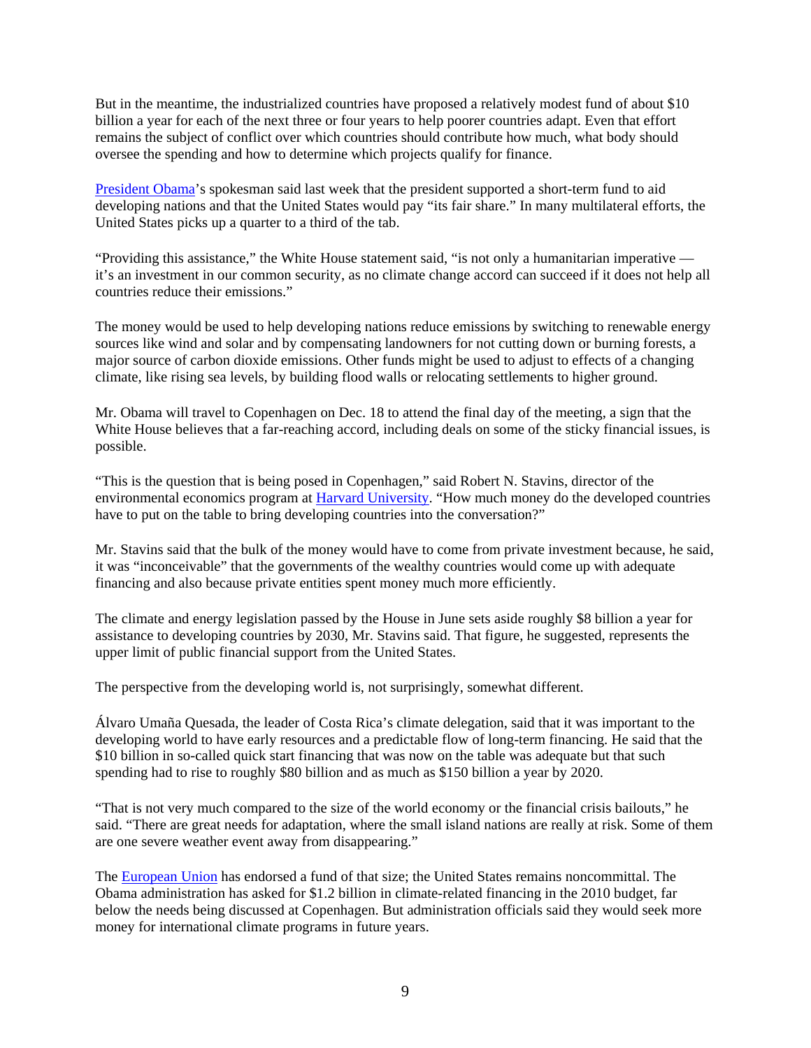But in the meantime, the industrialized countries have proposed a relatively modest fund of about $10 billion a year for each of the next three or four years to help poorer countries adapt. Even that effort remains the subject of conflict over which countries should contribute how much, what body should oversee the spending and how to determine which projects qualify for finance.

President Obama's spokesman said last week that the president supported a short-term fund to aid developing nations and that the United States would pay "its fair share." In many multilateral efforts, the United States picks up a quarter to a third of the tab.

"Providing this assistance," the White House statement said, "is not only a humanitarian imperative — it's an investment in our common security, as no climate change accord can succeed if it does not help all countries reduce their emissions."

The money would be used to help developing nations reduce emissions by switching to renewable energy sources like wind and solar and by compensating landowners for not cutting down or burning forests, a major source of carbon dioxide emissions. Other funds might be used to adjust to effects of a changing climate, like rising sea levels, by building flood walls or relocating settlements to higher ground.

Mr. Obama will travel to Copenhagen on Dec. 18 to attend the final day of the meeting, a sign that the White House believes that a far-reaching accord, including deals on some of the sticky financial issues, is possible.

"This is the question that is being posed in Copenhagen," said Robert N. Stavins, director of the environmental economics program at Harvard University. "How much money do the developed countries have to put on the table to bring developing countries into the conversation?"

Mr. Stavins said that the bulk of the money would have to come from private investment because, he said, it was "inconceivable" that the governments of the wealthy countries would come up with adequate financing and also because private entities spent money much more efficiently.

The climate and energy legislation passed by the House in June sets aside roughly $8 billion a year for assistance to developing countries by 2030, Mr. Stavins said. That figure, he suggested, represents the upper limit of public financial support from the United States.

The perspective from the developing world is, not surprisingly, somewhat different.

Álvaro Umaña Quesada, the leader of Costa Rica's climate delegation, said that it was important to the developing world to have early resources and a predictable flow of long-term financing. He said that the $10 billion in so-called quick start financing that was now on the table was adequate but that such spending had to rise to roughly $80 billion and as much as $150 billion a year by 2020.

"That is not very much compared to the size of the world economy or the financial crisis bailouts," he said. "There are great needs for adaptation, where the small island nations are really at risk. Some of them are one severe weather event away from disappearing."

The European Union has endorsed a fund of that size; the United States remains noncommittal. The Obama administration has asked for $1.2 billion in climate-related financing in the 2010 budget, far below the needs being discussed at Copenhagen. But administration officials said they would seek more money for international climate programs in future years.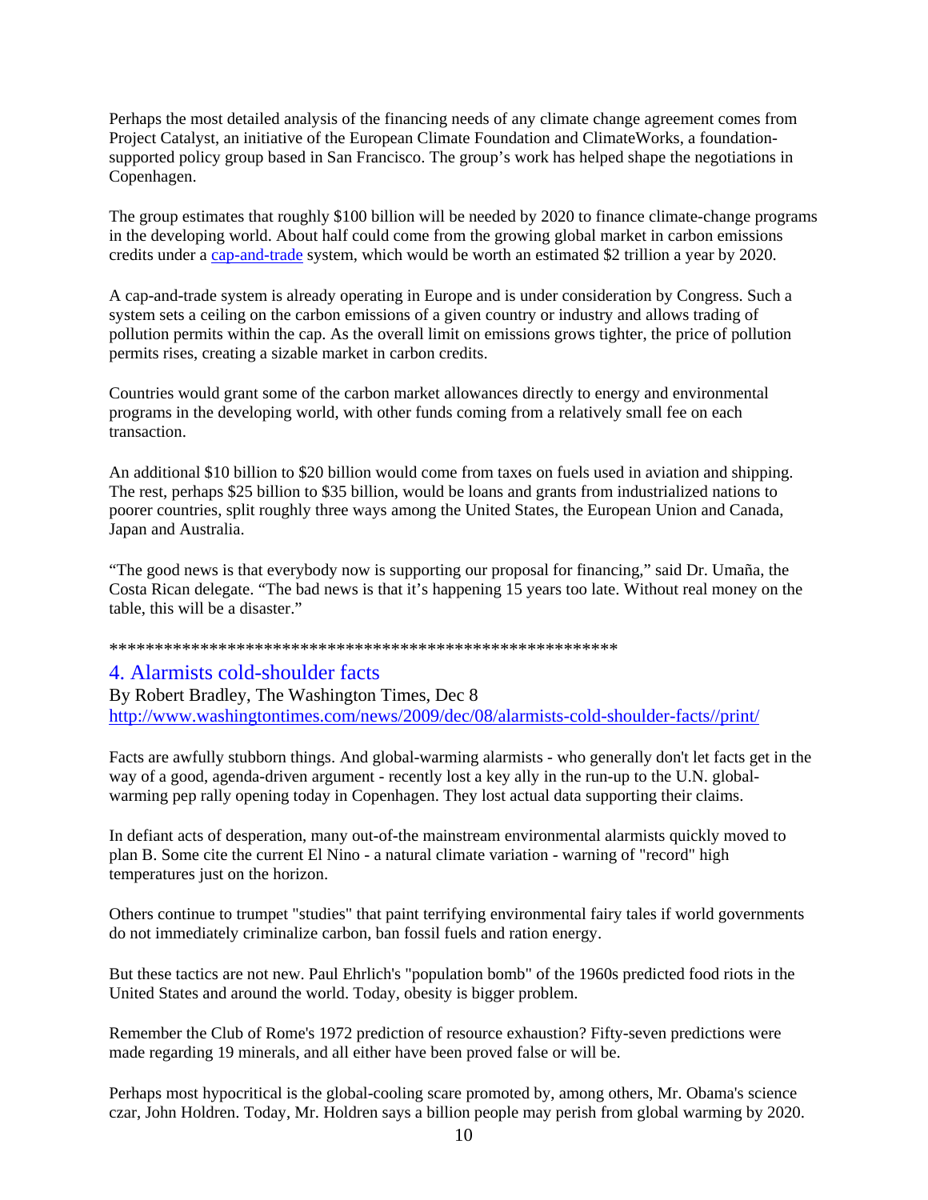Perhaps the most detailed analysis of the financing needs of any climate change agreement comes from Project Catalyst, an initiative of the European Climate Foundation and ClimateWorks, a foundation-supported policy group based in San Francisco. The group's work has helped shape the negotiations in Copenhagen.

The group estimates that roughly $100 billion will be needed by 2020 to finance climate-change programs in the developing world. About half could come from the growing global market in carbon emissions credits under a [cap-and-trade](cap-and-trade) system, which would be worth an estimated $2 trillion a year by 2020.

A cap-and-trade system is already operating in Europe and is under consideration by Congress. Such a system sets a ceiling on the carbon emissions of a given country or industry and allows trading of pollution permits within the cap. As the overall limit on emissions grows tighter, the price of pollution permits rises, creating a sizable market in carbon credits.

Countries would grant some of the carbon market allowances directly to energy and environmental programs in the developing world, with other funds coming from a relatively small fee on each transaction.

An additional $10 billion to $20 billion would come from taxes on fuels used in aviation and shipping. The rest, perhaps $25 billion to $35 billion, would be loans and grants from industrialized nations to poorer countries, split roughly three ways among the United States, the European Union and Canada, Japan and Australia.

"The good news is that everybody now is supporting our proposal for financing," said Dr. Umaña, the Costa Rican delegate. "The bad news is that it's happening 15 years too late. Without real money on the table, this will be a disaster."

*********************************************************

## 4. Alarmists cold-shoulder facts

By Robert Bradley, The Washington Times, Dec 8
[http://www.washingtontimes.com/news/2009/dec/08/alarmists-cold-shoulder-facts//print/](http://www.washingtontimes.com/news/2009/dec/08/alarmists-cold-shoulder-facts//print/)

Facts are awfully stubborn things. And global-warming alarmists - who generally don't let facts get in the way of a good, agenda-driven argument - recently lost a key ally in the run-up to the U.N. global-warming pep rally opening today in Copenhagen. They lost actual data supporting their claims.

In defiant acts of desperation, many out-of-the mainstream environmental alarmists quickly moved to plan B. Some cite the current El Nino - a natural climate variation - warning of "record" high temperatures just on the horizon.

Others continue to trumpet "studies" that paint terrifying environmental fairy tales if world governments do not immediately criminalize carbon, ban fossil fuels and ration energy.

But these tactics are not new. Paul Ehrlich's "population bomb" of the 1960s predicted food riots in the United States and around the world. Today, obesity is bigger problem.

Remember the Club of Rome's 1972 prediction of resource exhaustion? Fifty-seven predictions were made regarding 19 minerals, and all either have been proved false or will be.

Perhaps most hypocritical is the global-cooling scare promoted by, among others, Mr. Obama's science czar, John Holdren. Today, Mr. Holdren says a billion people may perish from global warming by 2020.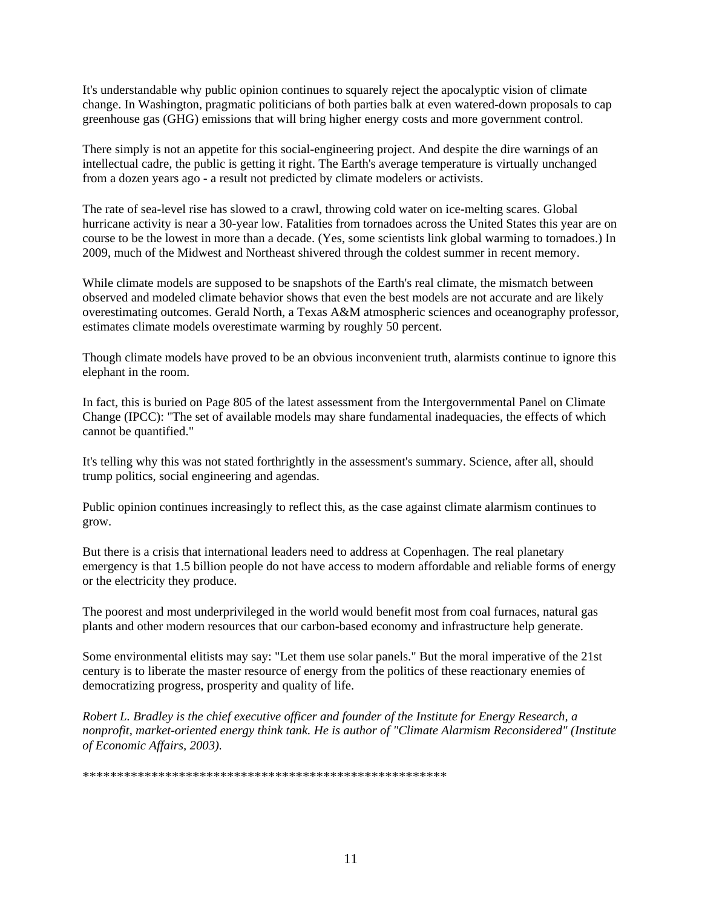It's understandable why public opinion continues to squarely reject the apocalyptic vision of climate change. In Washington, pragmatic politicians of both parties balk at even watered-down proposals to cap greenhouse gas (GHG) emissions that will bring higher energy costs and more government control.

There simply is not an appetite for this social-engineering project. And despite the dire warnings of an intellectual cadre, the public is getting it right. The Earth's average temperature is virtually unchanged from a dozen years ago - a result not predicted by climate modelers or activists.

The rate of sea-level rise has slowed to a crawl, throwing cold water on ice-melting scares. Global hurricane activity is near a 30-year low. Fatalities from tornadoes across the United States this year are on course to be the lowest in more than a decade. (Yes, some scientists link global warming to tornadoes.) In 2009, much of the Midwest and Northeast shivered through the coldest summer in recent memory.

While climate models are supposed to be snapshots of the Earth's real climate, the mismatch between observed and modeled climate behavior shows that even the best models are not accurate and are likely overestimating outcomes. Gerald North, a Texas A&M atmospheric sciences and oceanography professor, estimates climate models overestimate warming by roughly 50 percent.

Though climate models have proved to be an obvious inconvenient truth, alarmists continue to ignore this elephant in the room.

In fact, this is buried on Page 805 of the latest assessment from the Intergovernmental Panel on Climate Change (IPCC): "The set of available models may share fundamental inadequacies, the effects of which cannot be quantified."

It's telling why this was not stated forthrightly in the assessment's summary. Science, after all, should trump politics, social engineering and agendas.

Public opinion continues increasingly to reflect this, as the case against climate alarmism continues to grow.

But there is a crisis that international leaders need to address at Copenhagen. The real planetary emergency is that 1.5 billion people do not have access to modern affordable and reliable forms of energy or the electricity they produce.

The poorest and most underprivileged in the world would benefit most from coal furnaces, natural gas plants and other modern resources that our carbon-based economy and infrastructure help generate.

Some environmental elitists may say: "Let them use solar panels." But the moral imperative of the 21st century is to liberate the master resource of energy from the politics of these reactionary enemies of democratizing progress, prosperity and quality of life.

*Robert L. Bradley is the chief executive officer and founder of the Institute for Energy Research, a nonprofit, market-oriented energy think tank. He is author of "Climate Alarmism Reconsidered" (Institute of Economic Affairs, 2003).*

*****************************************************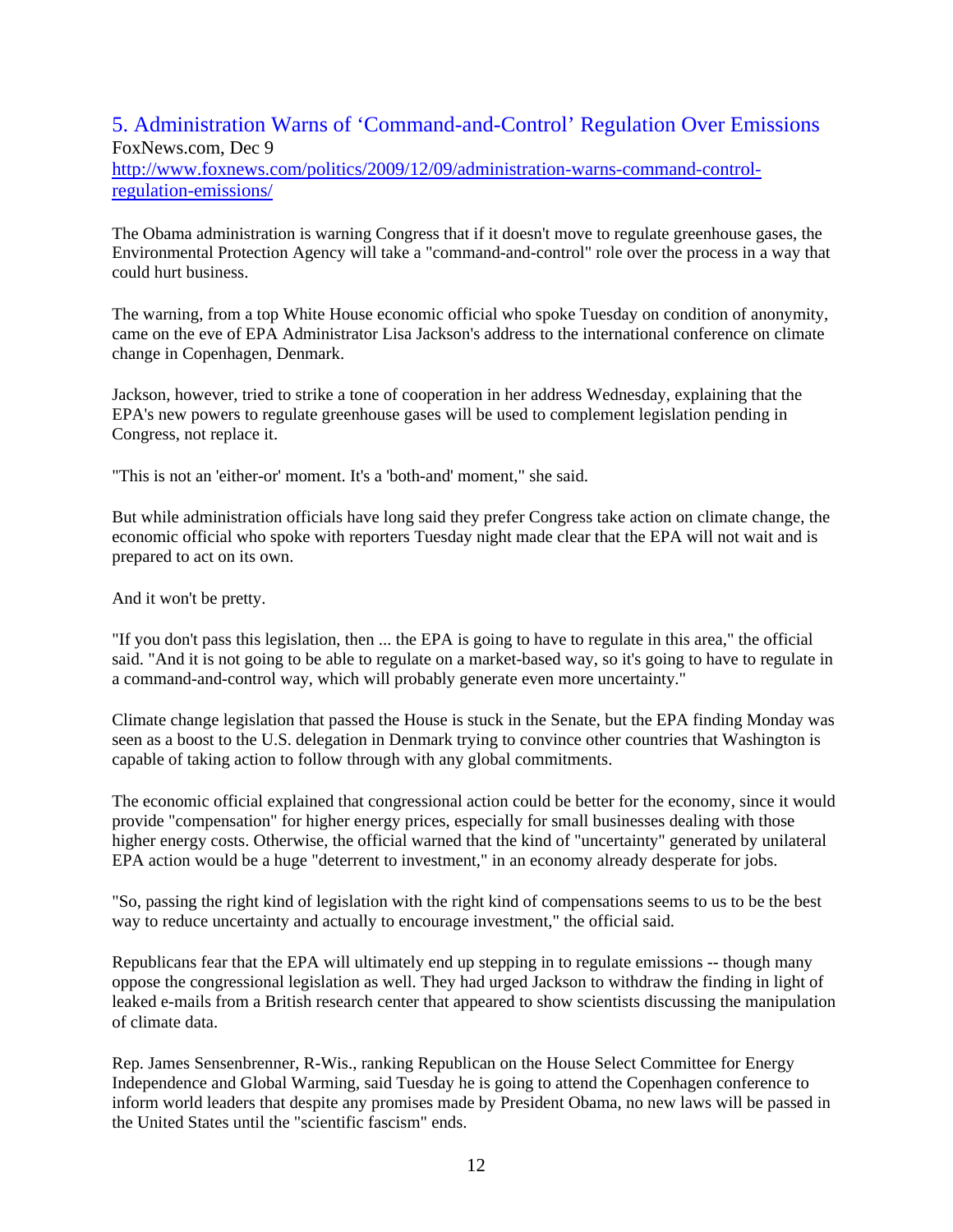## 5. Administration Warns of 'Command-and-Control' Regulation Over Emissions

FoxNews.com, Dec 9

http://www.foxnews.com/politics/2009/12/09/administration-warns-command-control-regulation-emissions/

The Obama administration is warning Congress that if it doesn't move to regulate greenhouse gases, the Environmental Protection Agency will take a "command-and-control" role over the process in a way that could hurt business.

The warning, from a top White House economic official who spoke Tuesday on condition of anonymity, came on the eve of EPA Administrator Lisa Jackson's address to the international conference on climate change in Copenhagen, Denmark.

Jackson, however, tried to strike a tone of cooperation in her address Wednesday, explaining that the EPA's new powers to regulate greenhouse gases will be used to complement legislation pending in Congress, not replace it.

"This is not an 'either-or' moment. It's a 'both-and' moment," she said.

But while administration officials have long said they prefer Congress take action on climate change, the economic official who spoke with reporters Tuesday night made clear that the EPA will not wait and is prepared to act on its own.

And it won't be pretty.

"If you don't pass this legislation, then ... the EPA is going to have to regulate in this area," the official said. "And it is not going to be able to regulate on a market-based way, so it's going to have to regulate in a command-and-control way, which will probably generate even more uncertainty."

Climate change legislation that passed the House is stuck in the Senate, but the EPA finding Monday was seen as a boost to the U.S. delegation in Denmark trying to convince other countries that Washington is capable of taking action to follow through with any global commitments.

The economic official explained that congressional action could be better for the economy, since it would provide "compensation" for higher energy prices, especially for small businesses dealing with those higher energy costs. Otherwise, the official warned that the kind of "uncertainty" generated by unilateral EPA action would be a huge "deterrent to investment," in an economy already desperate for jobs.

"So, passing the right kind of legislation with the right kind of compensations seems to us to be the best way to reduce uncertainty and actually to encourage investment," the official said.

Republicans fear that the EPA will ultimately end up stepping in to regulate emissions -- though many oppose the congressional legislation as well. They had urged Jackson to withdraw the finding in light of leaked e-mails from a British research center that appeared to show scientists discussing the manipulation of climate data.

Rep. James Sensenbrenner, R-Wis., ranking Republican on the House Select Committee for Energy Independence and Global Warming, said Tuesday he is going to attend the Copenhagen conference to inform world leaders that despite any promises made by President Obama, no new laws will be passed in the United States until the "scientific fascism" ends.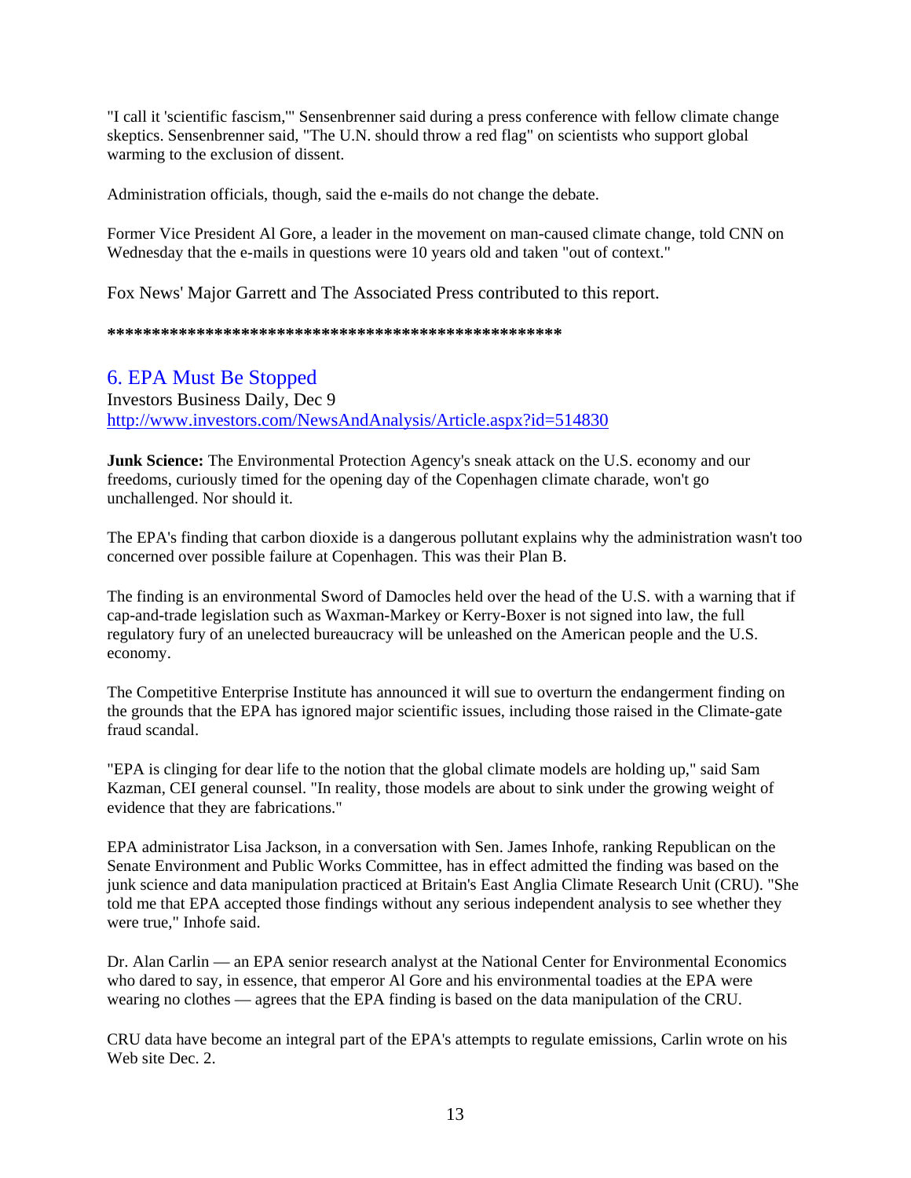"I call it 'scientific fascism,'" Sensenbrenner said during a press conference with fellow climate change skeptics. Sensenbrenner said, "The U.N. should throw a red flag" on scientists who support global warming to the exclusion of dissent.

Administration officials, though, said the e-mails do not change the debate.

Former Vice President Al Gore, a leader in the movement on man-caused climate change, told CNN on Wednesday that the e-mails in questions were 10 years old and taken "out of context."

Fox News' Major Garrett and The Associated Press contributed to this report.

**************************************************

## 6. EPA Must Be Stopped

Investors Business Daily, Dec 9
http://www.investors.com/NewsAndAnalysis/Article.aspx?id=514830

**Junk Science:** The Environmental Protection Agency's sneak attack on the U.S. economy and our freedoms, curiously timed for the opening day of the Copenhagen climate charade, won't go unchallenged. Nor should it.

The EPA's finding that carbon dioxide is a dangerous pollutant explains why the administration wasn't too concerned over possible failure at Copenhagen. This was their Plan B.

The finding is an environmental Sword of Damocles held over the head of the U.S. with a warning that if cap-and-trade legislation such as Waxman-Markey or Kerry-Boxer is not signed into law, the full regulatory fury of an unelected bureaucracy will be unleashed on the American people and the U.S. economy.

The Competitive Enterprise Institute has announced it will sue to overturn the endangerment finding on the grounds that the EPA has ignored major scientific issues, including those raised in the Climate-gate fraud scandal.

"EPA is clinging for dear life to the notion that the global climate models are holding up," said Sam Kazman, CEI general counsel. "In reality, those models are about to sink under the growing weight of evidence that they are fabrications."

EPA administrator Lisa Jackson, in a conversation with Sen. James Inhofe, ranking Republican on the Senate Environment and Public Works Committee, has in effect admitted the finding was based on the junk science and data manipulation practiced at Britain's East Anglia Climate Research Unit (CRU). "She told me that EPA accepted those findings without any serious independent analysis to see whether they were true," Inhofe said.

Dr. Alan Carlin — an EPA senior research analyst at the National Center for Environmental Economics who dared to say, in essence, that emperor Al Gore and his environmental toadies at the EPA were wearing no clothes — agrees that the EPA finding is based on the data manipulation of the CRU.

CRU data have become an integral part of the EPA's attempts to regulate emissions, Carlin wrote on his Web site Dec. 2.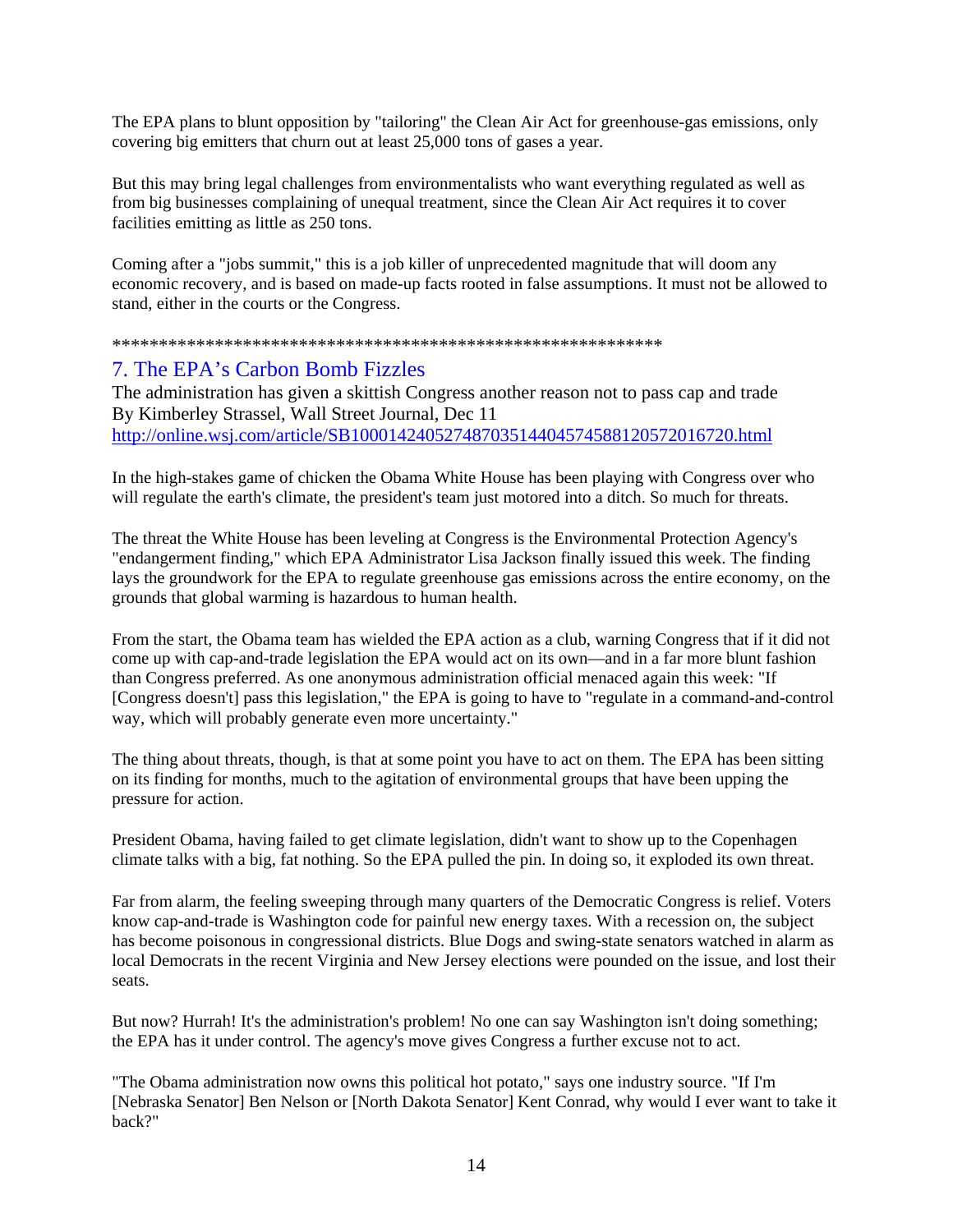The EPA plans to blunt opposition by "tailoring" the Clean Air Act for greenhouse-gas emissions, only covering big emitters that churn out at least 25,000 tons of gases a year.

But this may bring legal challenges from environmentalists who want everything regulated as well as from big businesses complaining of unequal treatment, since the Clean Air Act requires it to cover facilities emitting as little as 250 tons.

Coming after a "jobs summit," this is a job killer of unprecedented magnitude that will doom any economic recovery, and is based on made-up facts rooted in false assumptions. It must not be allowed to stand, either in the courts or the Congress.

************************************************************

## 7. The EPA's Carbon Bomb Fizzles

The administration has given a skittish Congress another reason not to pass cap and trade
By Kimberley Strassel, Wall Street Journal, Dec 11
http://online.wsj.com/article/SB10001424052748703514404574588120572016720.html

In the high-stakes game of chicken the Obama White House has been playing with Congress over who will regulate the earth's climate, the president's team just motored into a ditch. So much for threats.

The threat the White House has been leveling at Congress is the Environmental Protection Agency's "endangerment finding," which EPA Administrator Lisa Jackson finally issued this week. The finding lays the groundwork for the EPA to regulate greenhouse gas emissions across the entire economy, on the grounds that global warming is hazardous to human health.

From the start, the Obama team has wielded the EPA action as a club, warning Congress that if it did not come up with cap-and-trade legislation the EPA would act on its own—and in a far more blunt fashion than Congress preferred. As one anonymous administration official menaced again this week: "If [Congress doesn't] pass this legislation," the EPA is going to have to "regulate in a command-and-control way, which will probably generate even more uncertainty."

The thing about threats, though, is that at some point you have to act on them. The EPA has been sitting on its finding for months, much to the agitation of environmental groups that have been upping the pressure for action.

President Obama, having failed to get climate legislation, didn't want to show up to the Copenhagen climate talks with a big, fat nothing. So the EPA pulled the pin. In doing so, it exploded its own threat.

Far from alarm, the feeling sweeping through many quarters of the Democratic Congress is relief. Voters know cap-and-trade is Washington code for painful new energy taxes. With a recession on, the subject has become poisonous in congressional districts. Blue Dogs and swing-state senators watched in alarm as local Democrats in the recent Virginia and New Jersey elections were pounded on the issue, and lost their seats.

But now? Hurrah! It's the administration's problem! No one can say Washington isn't doing something; the EPA has it under control. The agency's move gives Congress a further excuse not to act.

"The Obama administration now owns this political hot potato," says one industry source. "If I'm [Nebraska Senator] Ben Nelson or [North Dakota Senator] Kent Conrad, why would I ever want to take it back?"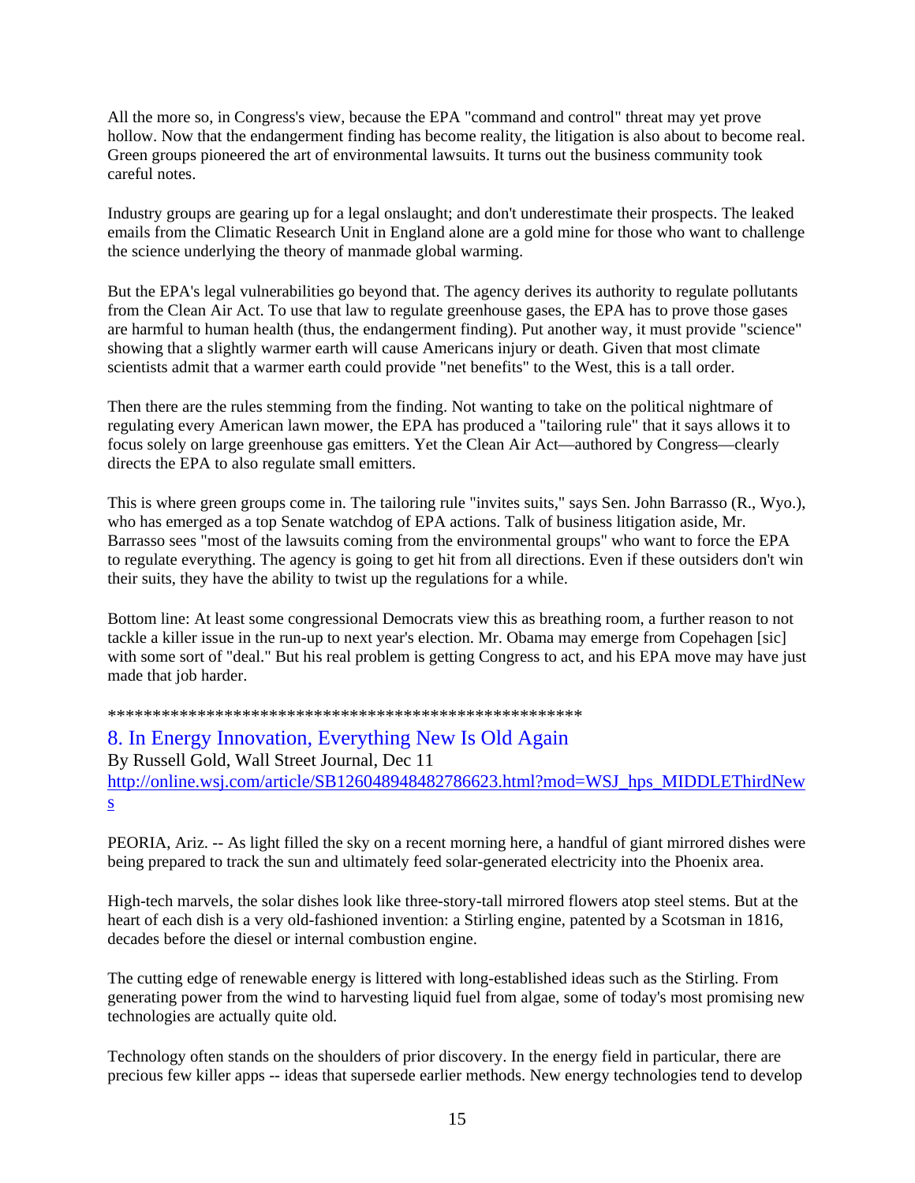All the more so, in Congress's view, because the EPA "command and control" threat may yet prove hollow. Now that the endangerment finding has become reality, the litigation is also about to become real. Green groups pioneered the art of environmental lawsuits. It turns out the business community took careful notes.

Industry groups are gearing up for a legal onslaught; and don't underestimate their prospects. The leaked emails from the Climatic Research Unit in England alone are a gold mine for those who want to challenge the science underlying the theory of manmade global warming.

But the EPA's legal vulnerabilities go beyond that. The agency derives its authority to regulate pollutants from the Clean Air Act. To use that law to regulate greenhouse gases, the EPA has to prove those gases are harmful to human health (thus, the endangerment finding). Put another way, it must provide "science" showing that a slightly warmer earth will cause Americans injury or death. Given that most climate scientists admit that a warmer earth could provide "net benefits" to the West, this is a tall order.

Then there are the rules stemming from the finding. Not wanting to take on the political nightmare of regulating every American lawn mower, the EPA has produced a "tailoring rule" that it says allows it to focus solely on large greenhouse gas emitters. Yet the Clean Air Act—authored by Congress—clearly directs the EPA to also regulate small emitters.

This is where green groups come in. The tailoring rule "invites suits," says Sen. John Barrasso (R., Wyo.), who has emerged as a top Senate watchdog of EPA actions. Talk of business litigation aside, Mr. Barrasso sees "most of the lawsuits coming from the environmental groups" who want to force the EPA to regulate everything. The agency is going to get hit from all directions. Even if these outsiders don't win their suits, they have the ability to twist up the regulations for a while.

Bottom line: At least some congressional Democrats view this as breathing room, a further reason to not tackle a killer issue in the run-up to next year's election. Mr. Obama may emerge from Copehagen [sic] with some sort of "deal." But his real problem is getting Congress to act, and his EPA move may have just made that job harder.

*****************************************************

## 8. In Energy Innovation, Everything New Is Old Again

By Russell Gold, Wall Street Journal, Dec 11

http://online.wsj.com/article/SB126048948482786623.html?mod=WSJ_hps_MIDDLEThirdNews

PEORIA, Ariz. -- As light filled the sky on a recent morning here, a handful of giant mirrored dishes were being prepared to track the sun and ultimately feed solar-generated electricity into the Phoenix area.

High-tech marvels, the solar dishes look like three-story-tall mirrored flowers atop steel stems. But at the heart of each dish is a very old-fashioned invention: a Stirling engine, patented by a Scotsman in 1816, decades before the diesel or internal combustion engine.

The cutting edge of renewable energy is littered with long-established ideas such as the Stirling. From generating power from the wind to harvesting liquid fuel from algae, some of today's most promising new technologies are actually quite old.

Technology often stands on the shoulders of prior discovery. In the energy field in particular, there are precious few killer apps -- ideas that supersede earlier methods. New energy technologies tend to develop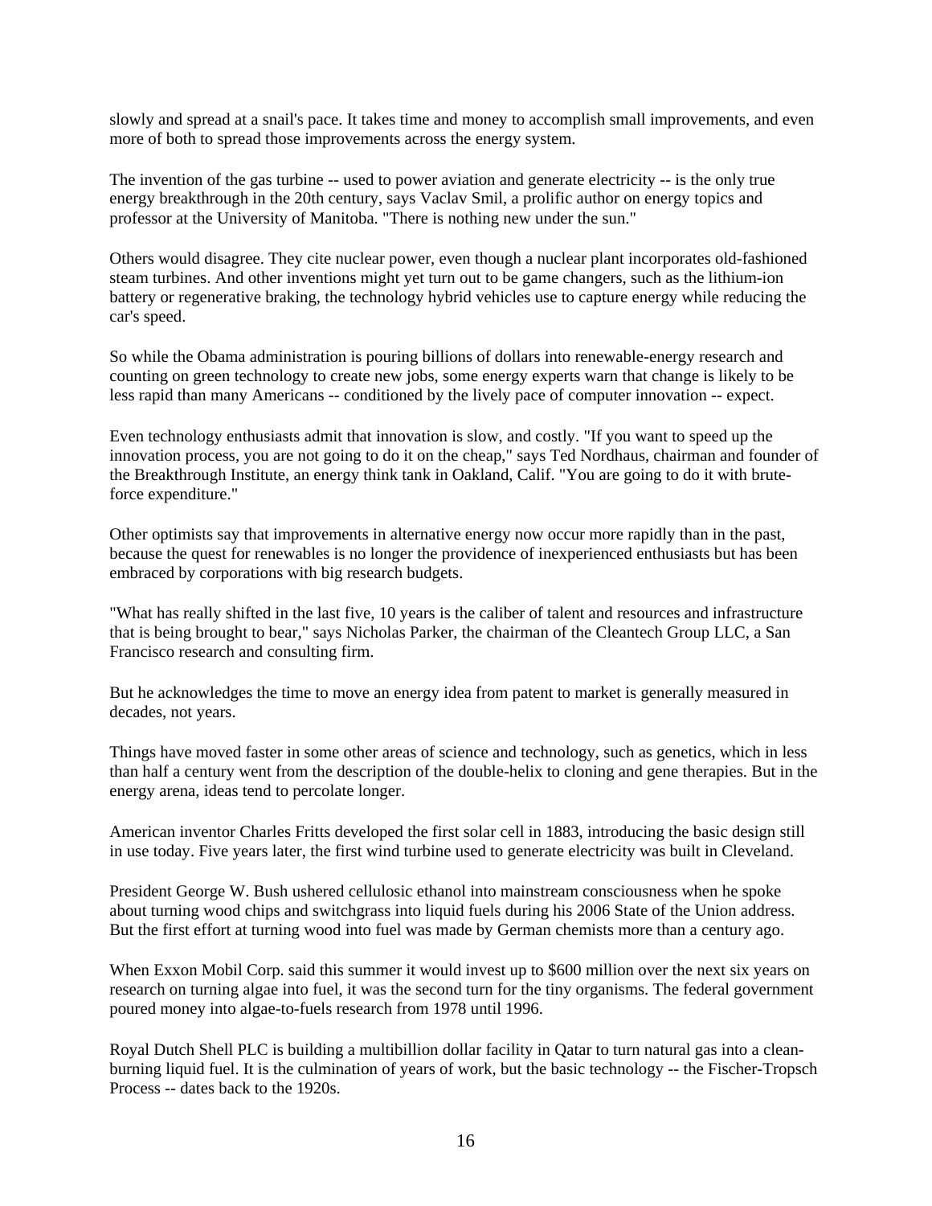slowly and spread at a snail's pace. It takes time and money to accomplish small improvements, and even more of both to spread those improvements across the energy system.

The invention of the gas turbine -- used to power aviation and generate electricity -- is the only true energy breakthrough in the 20th century, says Vaclav Smil, a prolific author on energy topics and professor at the University of Manitoba. "There is nothing new under the sun."

Others would disagree. They cite nuclear power, even though a nuclear plant incorporates old-fashioned steam turbines. And other inventions might yet turn out to be game changers, such as the lithium-ion battery or regenerative braking, the technology hybrid vehicles use to capture energy while reducing the car's speed.

So while the Obama administration is pouring billions of dollars into renewable-energy research and counting on green technology to create new jobs, some energy experts warn that change is likely to be less rapid than many Americans -- conditioned by the lively pace of computer innovation -- expect.

Even technology enthusiasts admit that innovation is slow, and costly. "If you want to speed up the innovation process, you are not going to do it on the cheap," says Ted Nordhaus, chairman and founder of the Breakthrough Institute, an energy think tank in Oakland, Calif. "You are going to do it with brute-force expenditure."

Other optimists say that improvements in alternative energy now occur more rapidly than in the past, because the quest for renewables is no longer the providence of inexperienced enthusiasts but has been embraced by corporations with big research budgets.

"What has really shifted in the last five, 10 years is the caliber of talent and resources and infrastructure that is being brought to bear," says Nicholas Parker, the chairman of the Cleantech Group LLC, a San Francisco research and consulting firm.

But he acknowledges the time to move an energy idea from patent to market is generally measured in decades, not years.

Things have moved faster in some other areas of science and technology, such as genetics, which in less than half a century went from the description of the double-helix to cloning and gene therapies. But in the energy arena, ideas tend to percolate longer.

American inventor Charles Fritts developed the first solar cell in 1883, introducing the basic design still in use today. Five years later, the first wind turbine used to generate electricity was built in Cleveland.

President George W. Bush ushered cellulosic ethanol into mainstream consciousness when he spoke about turning wood chips and switchgrass into liquid fuels during his 2006 State of the Union address. But the first effort at turning wood into fuel was made by German chemists more than a century ago.

When Exxon Mobil Corp. said this summer it would invest up to $600 million over the next six years on research on turning algae into fuel, it was the second turn for the tiny organisms. The federal government poured money into algae-to-fuels research from 1978 until 1996.

Royal Dutch Shell PLC is building a multibillion dollar facility in Qatar to turn natural gas into a clean-burning liquid fuel. It is the culmination of years of work, but the basic technology -- the Fischer-Tropsch Process -- dates back to the 1920s.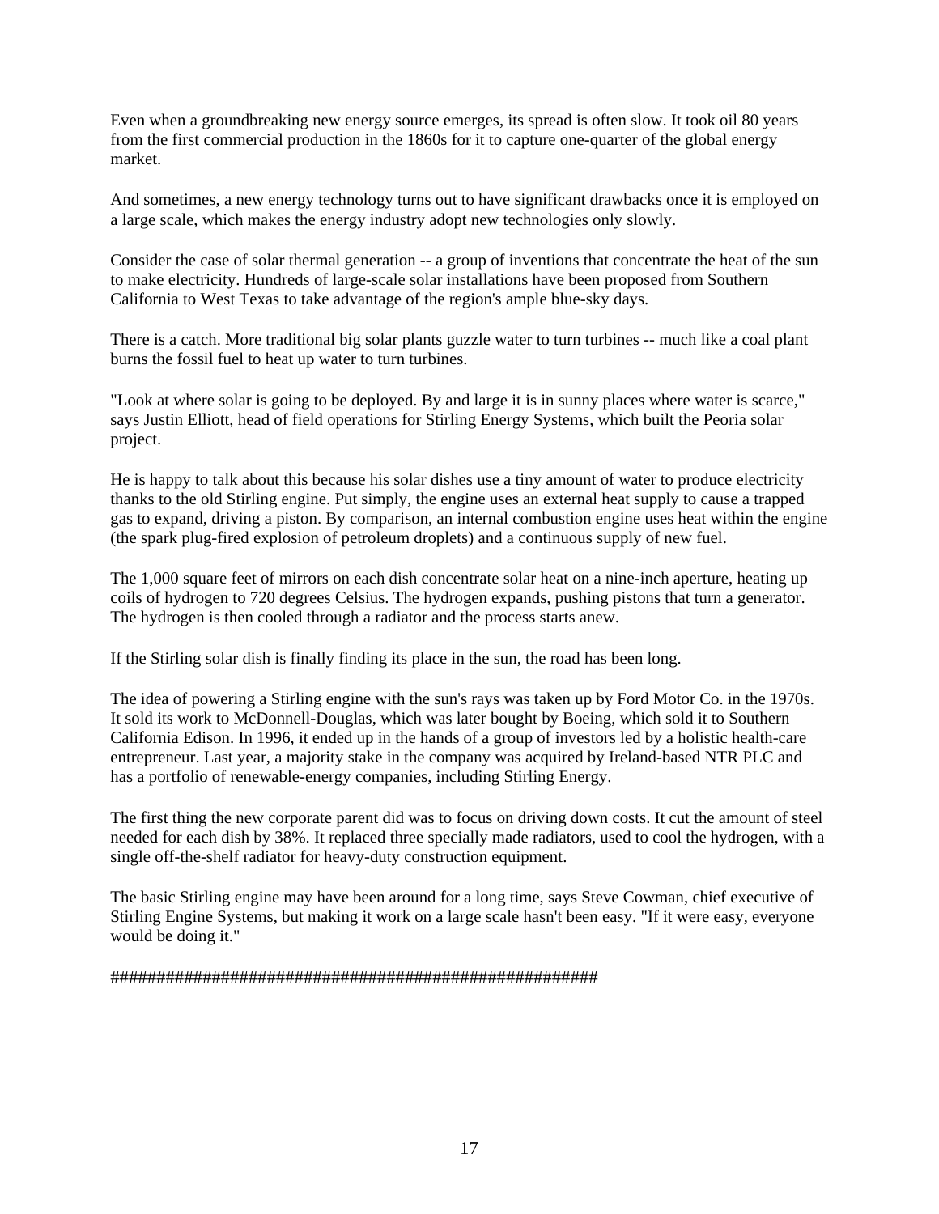Even when a groundbreaking new energy source emerges, its spread is often slow. It took oil 80 years from the first commercial production in the 1860s for it to capture one-quarter of the global energy market.

And sometimes, a new energy technology turns out to have significant drawbacks once it is employed on a large scale, which makes the energy industry adopt new technologies only slowly.

Consider the case of solar thermal generation -- a group of inventions that concentrate the heat of the sun to make electricity. Hundreds of large-scale solar installations have been proposed from Southern California to West Texas to take advantage of the region's ample blue-sky days.

There is a catch. More traditional big solar plants guzzle water to turn turbines -- much like a coal plant burns the fossil fuel to heat up water to turn turbines.

"Look at where solar is going to be deployed. By and large it is in sunny places where water is scarce," says Justin Elliott, head of field operations for Stirling Energy Systems, which built the Peoria solar project.

He is happy to talk about this because his solar dishes use a tiny amount of water to produce electricity thanks to the old Stirling engine. Put simply, the engine uses an external heat supply to cause a trapped gas to expand, driving a piston. By comparison, an internal combustion engine uses heat within the engine (the spark plug-fired explosion of petroleum droplets) and a continuous supply of new fuel.

The 1,000 square feet of mirrors on each dish concentrate solar heat on a nine-inch aperture, heating up coils of hydrogen to 720 degrees Celsius. The hydrogen expands, pushing pistons that turn a generator. The hydrogen is then cooled through a radiator and the process starts anew.

If the Stirling solar dish is finally finding its place in the sun, the road has been long.

The idea of powering a Stirling engine with the sun's rays was taken up by Ford Motor Co. in the 1970s. It sold its work to McDonnell-Douglas, which was later bought by Boeing, which sold it to Southern California Edison. In 1996, it ended up in the hands of a group of investors led by a holistic health-care entrepreneur. Last year, a majority stake in the company was acquired by Ireland-based NTR PLC and has a portfolio of renewable-energy companies, including Stirling Energy.

The first thing the new corporate parent did was to focus on driving down costs. It cut the amount of steel needed for each dish by 38%. It replaced three specially made radiators, used to cool the hydrogen, with a single off-the-shelf radiator for heavy-duty construction equipment.

The basic Stirling engine may have been around for a long time, says Steve Cowman, chief executive of Stirling Engine Systems, but making it work on a large scale hasn't been easy. "If it were easy, everyone would be doing it."

####################################################